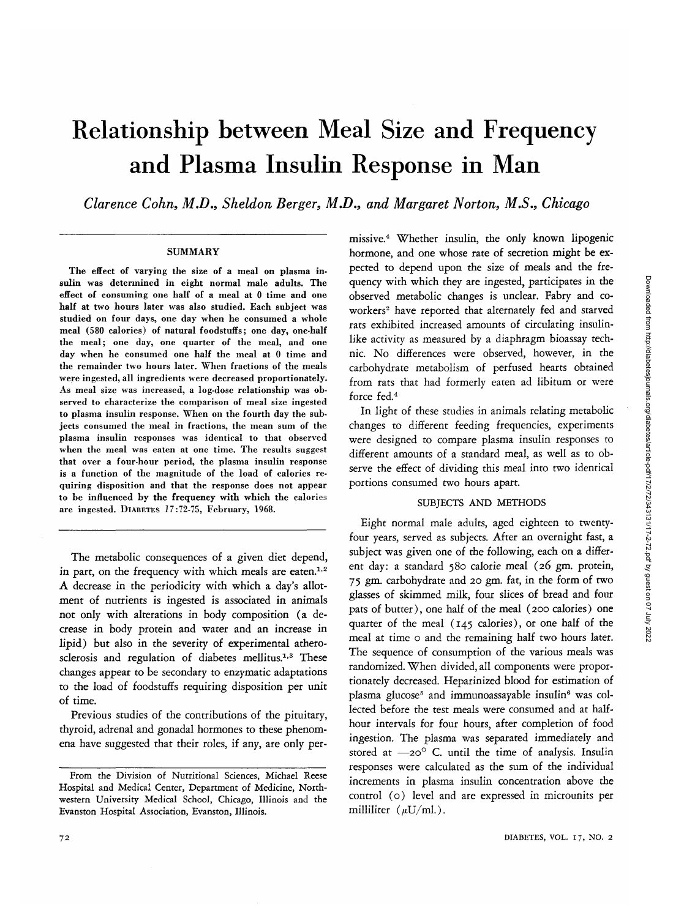# Relationship between Meal Size and Frequency and Plasma Insulin Response in Man

*Clarence Cohn, M.D., Sheldon Berger, M.D., and Margaret Norton, M.S., Chicago*

## SUMMARY

**The effect of varying the size of a meal on plasma insulin was determined in eight normal male adults. The effect of consuming one half of a meal at 0 time and one half at two hours later was also studied. Each subject was studied on four days, one day when he consumed a whole meal (580 calories) of natural foodstuffs; one day, one-half the meal; one day, one quarter of the meal, and one day when he consumed one half the meal at 0 time and the remainder two hours later. When fractions of the meals were ingested, all ingredients were decreased proportionately. As meal size was increased, a log-dose relationship was observed to characterize the comparison of meal size ingested to plasma insulin response. When on the fourth day the subjects consumed the meal in fractions, the mean sum of the plasma insulin responses was identical to that observed when the meal was eaten at one time. The results suggest that over a four-hour period, the plasma insulin response is a function of the magnitude of the load of calories requiring disposition and that the response does not appear to be influenced by the frequency with which the calories are ingested.** DIABETES 17:72-75, February, 1968.

The metabolic consequences of a given diet depend, in part, on the frequency with which meals are eaten.[1,2] A decrease in the periodicity with which a day's allotment of nutrients is ingested is associated in animals not only with alterations in body composition (a decrease in body protein and water and an increase in lipid) but also in the severity of experimental atherosclerosis and regulation of diabetes mellitus.[1,3] These changes appear to be secondary to enzymatic adaptations to the load of foodstuffs requiring disposition per unit of time.

Previous studies of the contributions of the pituitary, thyroid, adrenal and gonadal hormones to these phenomena have suggested that their roles, if any, are only permissive.[4] Whether insulin, the only known lipogenic hormone, and one whose rate of secretion might be expected to depend upon the size of meals and the frequency with which they are ingested, participates in the observed metabolic changes is unclear. Fabry and coworkers[2] have reported that alternately fed and starved rats exhibited increased amounts of circulating insulin-like activity as measured by a diaphragm bioassay technic. No differences were observed, however, in the carbohydrate metabolism of perfused hearts obtained from rats that had formerly eaten ad libitum or were force fed.[4]

In light of these studies in animals relating metabolic changes to different feeding frequencies, experiments were designed to compare plasma insulin responses to different amounts of a standard meal, as well as to observe the effect of dividing this meal into two identical portions consumed two hours apart.

## SUBJECTS AND METHODS

Eight normal male adults, aged eighteen to twenty-four years, served as subjects. After an overnight fast, a subject was given one of the following, each on a different day: a standard 580 calorie meal (26 gm. protein, 75 gm. carbohydrate and 20 gm. fat, in the form of two glasses of skimmed milk, four slices of bread and four pats of butter), one half of the meal (200 calories) one quarter of the meal (145 calories), or one half of the meal at time 0 and the remaining half two hours later. The sequence of consumption of the various meals was randomized. When divided, all components were proportionately decreased. Heparinized blood for estimation of plasma glucose[5] and immunoassayable insulin[6] was collected before the test meals were consumed and at half-hour intervals for four hours, after completion of food ingestion. The plasma was separated immediately and stored at —20° C. until the time of analysis. Insulin responses were calculated as the sum of the individual increments in plasma insulin concentration above the control (0) level and are expressed in microunits per milliliter ($\mu$U/ml.).

From the Division of Nutritional Sciences, Michael Reese Hospital and Medical Center, Department of Medicine, Northwestern University Medical School, Chicago, Illinois and the Evanston Hospital Association, Evanston, Illinois.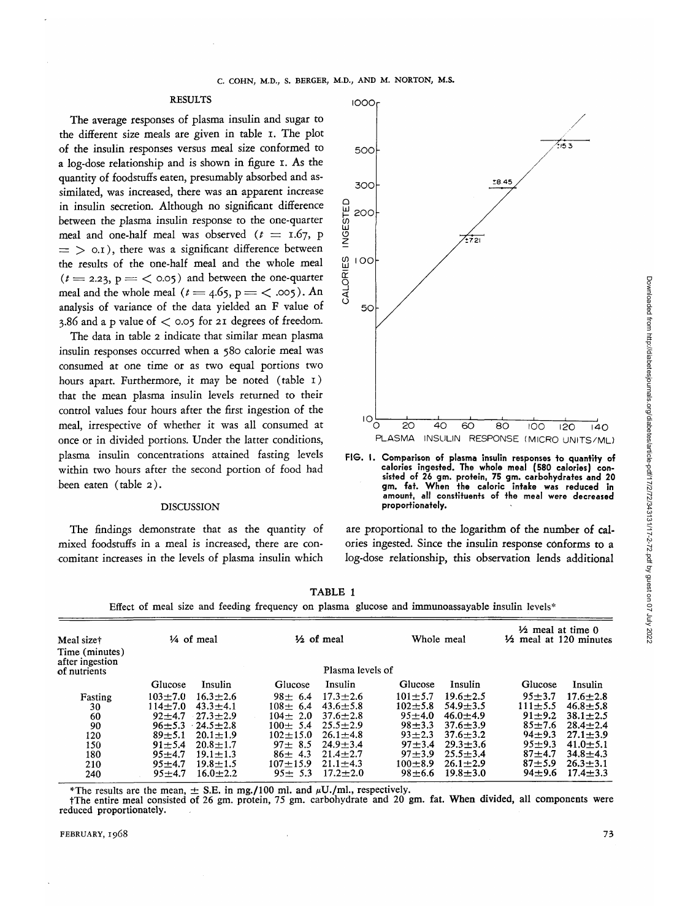## RESULTS

The average responses of plasma insulin and sugar to the different size meals are given in table 1. The plot of the insulin responses versus meal size conformed to a log-dose relationship and is shown in figure 1. As the quantity of foodstuffs eaten, presumably absorbed and assimilated, was increased, there was an apparent increase in insulin secretion. Although no significant difference between the plasma insulin response to the one-quarter meal and one-half meal was observed ($t = 1.67$, $p = > 0.1$), there was a significant difference between the results of the one-half meal and the whole meal ($t = 2.23$, $p = < 0.05$) and between the one-quarter meal and the whole meal ($t = 4.65$, $p = < .005$). An analysis of variance of the data yielded an F value of 3.86 and a p value of $< 0.05$ for 21 degrees of freedom.

The data in table 2 indicate that similar mean plasma insulin responses occurred when a 580 calorie meal was consumed at one time or as two equal portions two hours apart. Furthermore, it may be noted (table 1) that the mean plasma insulin levels returned to their control values four hours after the first ingestion of the meal, irrespective of whether it was all consumed at once or in divided portions. Under the latter conditions, plasma insulin concentrations attained fasting levels within two hours after the second portion of food had been eaten (table 2).

FIG. 1. Comparison of plasma insulin responses to quantity of calories ingested. The whole meal (580 calories) consisted of 26 gm. protein, 75 gm. carbohydrates and 20 gm. fat. When the caloric intake was reduced in amount, all constituents of the meal were decreased proportionately.

## DISCUSSION

The findings demonstrate that as the quantity of mixed foodstuffs in a meal is increased, there are concomitant increases in the levels of plasma insulin which are proportional to the logarithm of the number of calories ingested. Since the insulin response conforms to a log-dose relationship, this observation lends additional

**TABLE 1**

Effect of meal size and feeding frequency on plasma glucose and immunoassayable insulin levels*

| Meal size† | ¼ of meal | | ½ of meal | | Whole meal | | ½ meal at time 0 ½ meal at 120 minutes | |
|---|---|---|---|---|---|---|---|---|
| Time (minutes) after ingestion of nutrients | Plasma levels of | | | | | | | |
| | Glucose | Insulin | Glucose | Insulin | Glucose | Insulin | Glucose | Insulin |
| Fasting | 103±7.0 | 16.3±2.6 | 98± 6.4 | 17.3±2.6 | 101±5.7 | 19.6±2.5 | 95±3.7 | 17.6±2.8 |
| 30 | 114±7.0 | 43.3±4.1 | 108± 6.4 | 43.6±5.8 | 102±5.8 | 54.9±3.5 | 111±5.5 | 46.8±5.8 |
| 60 | 92±4.7 | 27.3±2.9 | 104± 2.0 | 37.6±2.8 | 95±4.0 | 46.0±4.9 | 91±9.2 | 38.1±2.5 |
| 90 | 96±5.3 | 24.5±2.8 | 100± 5.4 | 25.5±2.9 | 98±3.3 | 37.6±3.9 | 85±7.6 | 28.4±2.4 |
| 120 | 89±5.1 | 20.1±1.9 | 102±15.0 | 26.1±4.8 | 93±2.3 | 37.6±3.2 | 94±9.3 | 27.1±3.9 |
| 150 | 91±5.4 | 20.8±1.7 | 97± 8.5 | 24.9±3.4 | 97±3.4 | 29.3±3.6 | 95±9.3 | 41.0±5.1 |
| 180 | 95±4.7 | 19.1±1.3 | 86± 4.3 | 21.4±2.7 | 97±3.9 | 25.5±3.4 | 87±4.7 | 34.8±4.3 |
| 210 | 95±4.7 | 19.8±1.5 | 107±15.9 | 21.1±4.3 | 100±8.9 | 26.1±2.9 | 87±5.9 | 26.3±3.1 |
| 240 | 95±4.7 | 16.0±2.2 | 95± 5.3 | 17.2±2.0 | 98±6.6 | 19.8±3.0 | 94±9.6 | 17.4±3.3 |

*The results are the mean, ± S.E. in mg./100 ml. and μU./ml., respectively.

†The entire meal consisted of 26 gm. protein, 75 gm. carbohydrate and 20 gm. fat. When divided, all components were reduced proportionately.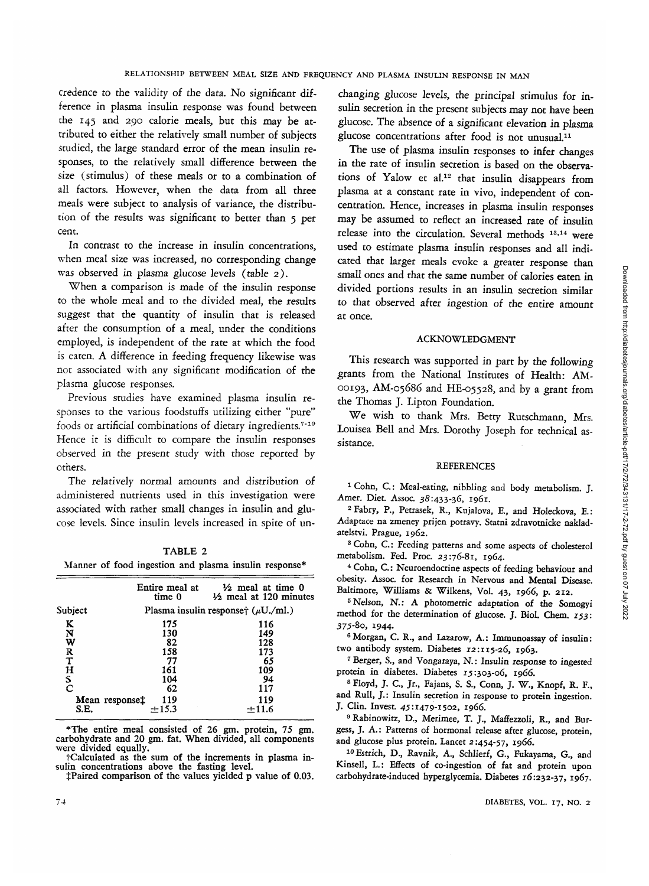credence to the validity of the data. No significant difference in plasma insulin response was found between the 145 and 290 calorie meals, but this may be attributed to either the relatively small number of subjects studied, the large standard error of the mean insulin responses, to the relatively small difference between the size (stimulus) of these meals or to a combination of all factors. However, when the data from all three meals were subject to analysis of variance, the distribution of the results was significant to better than 5 per cent.

In contrast to the increase in insulin concentrations, when meal size was increased, no corresponding change was observed in plasma glucose levels (table 2).

When a comparison is made of the insulin response to the whole meal and to the divided meal, the results suggest that the quantity of insulin that is released after the consumption of a meal, under the conditions employed, is independent of the rate at which the food is eaten. A difference in feeding frequency likewise was not associated with any significant modification of the plasma glucose responses.

Previous studies have examined plasma insulin responses to the various foodstuffs utilizing either "pure" foods or artificial combinations of dietary ingredients.[7-10] Hence it is difficult to compare the insulin responses observed in the present study with those reported by others.

The relatively normal amounts and distribution of administered nutrients used in this investigation were associated with rather small changes in insulin and glucose levels. Since insulin levels increased in spite of unchanging glucose levels, the principal stimulus for insulin secretion in the present subjects may not have been glucose. The absence of a significant elevation in plasma glucose concentrations after food is not unusual.[11]

TABLE 2

Manner of food ingestion and plasma insulin response*

| | Entire meal at time 0 | ½ meal at time 0 ½ meal at 120 minutes |
|---|---|---|
| Subject | Plasma insulin response† (μU./ml.) | |
| K | 175 | 116 |
| N | 130 | 149 |
| W | 82 | 128 |
| R | 158 | 173 |
| T | 77 | 65 |
| H | 161 | 109 |
| S | 104 | 94 |
| C | 62 | 117 |
| Mean response‡ | 119 | 119 |
| S.E. | ±15.3 | ±11.6 |

*The entire meal consisted of 26 gm. protein, 75 gm. carbohydrate and 20 gm. fat. When divided, all components were divided equally.

†Calculated as the sum of the increments in plasma insulin concentrations above the fasting level.

‡Paired comparison of the values yielded p value of 0.03.

The use of plasma insulin responses to infer changes in the rate of insulin secretion is based on the observations of Yalow et al.[12] that insulin disappears from plasma at a constant rate in vivo, independent of concentration. Hence, increases in plasma insulin responses may be assumed to reflect an increased rate of insulin release into the circulation. Several methods [13,14] were used to estimate plasma insulin responses and all indicated that larger meals evoke a greater response than small ones and that the same number of calories eaten in divided portions results in an insulin secretion similar to that observed after ingestion of the entire amount at once.

## ACKNOWLEDGMENT

This research was supported in part by the following grants from the National Institutes of Health: AM-00193, AM-05686 and HE-05528, and by a grant from the Thomas J. Lipton Foundation.

We wish to thank Mrs. Betty Rutschmann, Mrs. Louisea Bell and Mrs. Dorothy Joseph for technical assistance.

## REFERENCES

1 Cohn, C.: Meal-eating, nibbling and body metabolism. J. Amer. Diet. Assoc. 38:433-36, 1961.

2 Fabry, P., Petrasek, R., Kujalova, E., and Holeckova, E.: Adaptace na zmeney prijen potravy. Statni zdravotnicke nakladatelstvi. Prague, 1962.

3 Cohn, C.: Feeding patterns and some aspects of cholesterol metabolism. Fed. Proc. 23:76-81, 1964.

4 Cohn, C.: Neuroendocrine aspects of feeding behaviour and obesity. Assoc. for Research in Nervous and Mental Disease. Baltimore, Williams & Wilkens, Vol. 43, 1966, p. 212.

5 Nelson, N.: A photometric adaptation of the Somogyi method for the determination of glucose. J. Biol. Chem. 153:375-80, 1944.

6 Morgan, C. R., and Lazarow, A.: Immunoassay of insulin: two antibody system. Diabetes 12:115-26, 1963.

7 Berger, S., and Vongaraya, N.: Insulin response to ingested protein in diabetes. Diabetes 15:303-06, 1966.

8 Floyd, J. C., Jr., Fajans, S. S., Conn, J. W., Knopf, R. F., and Rull, J.: Insulin secretion in response to protein ingestion. J. Clin. Invest. 45:1479-1502, 1966.

9 Rabinowitz, D., Merimee, T. J., Maffezzoli, R., and Burgess, J. A.: Patterns of hormonal release after glucose, protein, and glucose plus protein. Lancet 2:454-57, 1966.

10 Estrich, D., Ravnik, A., Schlierf, G., Fukayama, G., and Kinsell, L.: Effects of co-ingestion of fat and protein upon carbohydrate-induced hyperglycemia. Diabetes 16:232-37, 1967.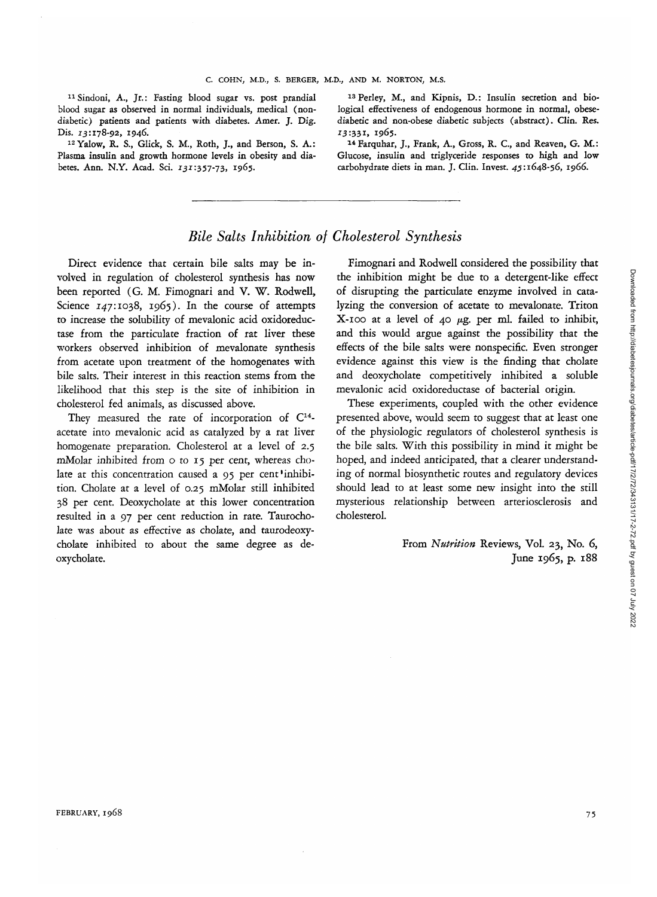[11] Sindoni, A., Jr.: Fasting blood sugar vs. post prandial blood sugar as observed in normal individuals, medical (non-diabetic) patients and patients with diabetes. Amer. J. Dig. Dis. *13*:178-92, 1946.

[12] Yalow, R. S., Glick, S. M., Roth, J., and Berson, S. A.: Plasma insulin and growth hormone levels in obesity and diabetes. Ann. N.Y. Acad. Sci. *131*:357-73, 1965.

[13] Perley, M., and Kipnis, D.: Insulin secretion and biological effectiveness of endogenous hormone in normal, obese-diabetic and non-obese diabetic subjects (abstract). Clin. Res. *13*:331, 1965.

[14] Farquhar, J., Frank, A., Gross, R. C., and Reaven, G. M.: Glucose, insulin and triglyceride responses to high and low carbohydrate diets in man. J. Clin. Invest. *45*:1648-56, 1966.

---

## *Bile Salts Inhibition of Cholesterol Synthesis*

Direct evidence that certain bile salts may be involved in regulation of cholesterol synthesis has now been reported (G. M. Fimognari and V. W. Rodwell, Science *147*:1038, 1965). In the course of attempts to increase the solubility of mevalonic acid oxidoreductase from the particulate fraction of rat liver these workers observed inhibition of mevalonate synthesis from acetate upon treatment of the homogenates with bile salts. Their interest in this reaction stems from the likelihood that this step is the site of inhibition in cholesterol fed animals, as discussed above.

They measured the rate of incorporation of $C^{14}$-acetate into mevalonic acid as catalyzed by a rat liver homogenate preparation. Cholesterol at a level of 2.5 mMolar inhibited from 0 to 15 per cent, whereas cholate at this concentration caused a 95 per cent inhibition. Cholate at a level of 0.25 mMolar still inhibited 38 per cent. Deoxycholate at this lower concentration resulted in a 97 per cent reduction in rate. Taurocholate was about as effective as cholate, and taurodeoxycholate inhibited to about the same degree as deoxycholate.

Fimognari and Rodwell considered the possibility that the inhibition might be due to a detergent-like effect of disrupting the particulate enzyme involved in catalyzing the conversion of acetate to mevalonate. Triton X-100 at a level of 40 $\mu$g. per ml. failed to inhibit, and this would argue against the possibility that the effects of the bile salts were nonspecific. Even stronger evidence against this view is the finding that cholate and deoxycholate competitively inhibited a soluble mevalonic acid oxidoreductase of bacterial origin.

These experiments, coupled with the other evidence presented above, would seem to suggest that at least one of the physiologic regulators of cholesterol synthesis is the bile salts. With this possibility in mind it might be hoped, and indeed anticipated, that a clearer understanding of normal biosynthetic routes and regulatory devices should lead to at least some new insight into the still mysterious relationship between arteriosclerosis and cholesterol.

From *Nutrition* Reviews, Vol. 23, No. 6, June 1965, p. 188